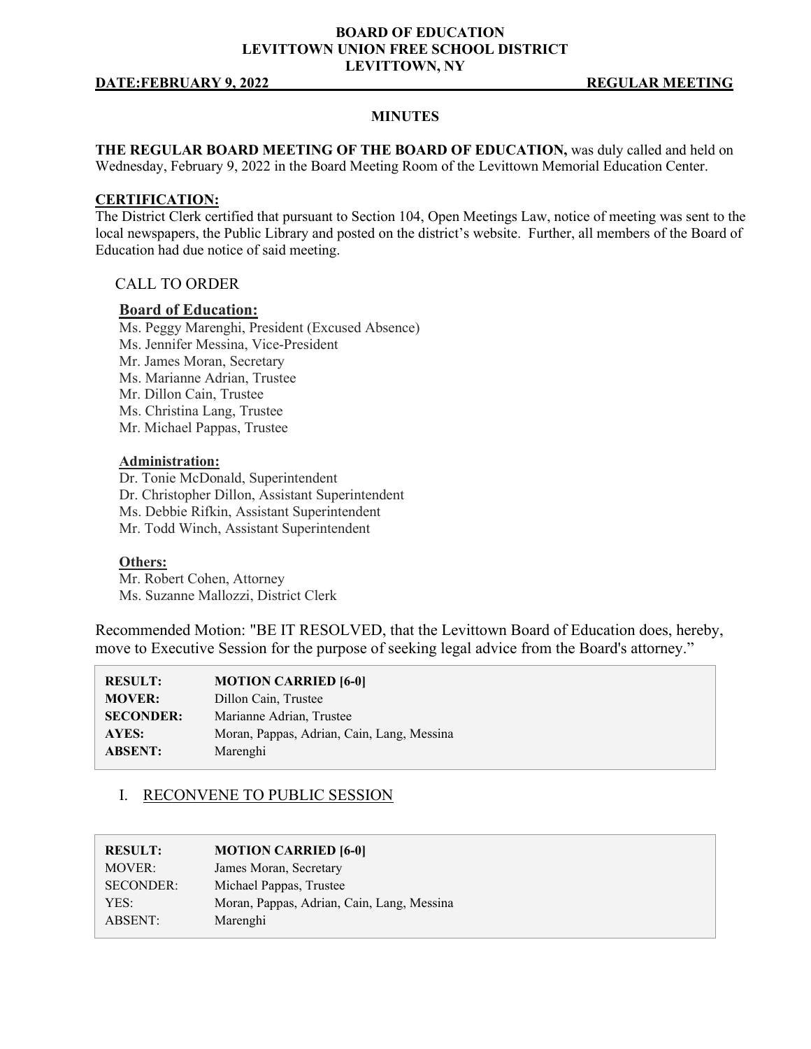# BOARD OF EDUCATION
# LEVITTOWN UNION FREE SCHOOL DISTRICT
# LEVITTOWN, NY

**DATE:FEBRUARY 9, 2022** **REGULAR MEETING**

## MINUTES

**THE REGULAR BOARD MEETING OF THE BOARD OF EDUCATION,** was duly called and held on Wednesday, February 9, 2022 in the Board Meeting Room of the Levittown Memorial Education Center.

**CERTIFICATION:**

The District Clerk certified that pursuant to Section 104, Open Meetings Law, notice of meeting was sent to the local newspapers, the Public Library and posted on the district's website. Further, all members of the Board of Education had due notice of said meeting.

CALL TO ORDER

**Board of Education:**

Ms. Peggy Marenghi, President (Excused Absence)
Ms. Jennifer Messina, Vice-President
Mr. James Moran, Secretary
Ms. Marianne Adrian, Trustee
Mr. Dillon Cain, Trustee
Ms. Christina Lang, Trustee
Mr. Michael Pappas, Trustee

**Administration:**

Dr. Tonie McDonald, Superintendent
Dr. Christopher Dillon, Assistant Superintendent
Ms. Debbie Rifkin, Assistant Superintendent
Mr. Todd Winch, Assistant Superintendent

**Others:**

Mr. Robert Cohen, Attorney
Ms. Suzanne Mallozzi, District Clerk

Recommended Motion: "BE IT RESOLVED, that the Levittown Board of Education does, hereby, move to Executive Session for the purpose of seeking legal advice from the Board's attorney."

| | |
|---|---|
| **RESULT:** | **MOTION CARRIED [6-0]** |
| **MOVER:** | Dillon Cain, Trustee |
| **SECONDER:** | Marianne Adrian, Trustee |
| **AYES:** | Moran, Pappas, Adrian, Cain, Lang, Messina |
| **ABSENT:** | Marenghi |

I. RECONVENE TO PUBLIC SESSION

| | |
|---|---|
| **RESULT:** | **MOTION CARRIED [6-0]** |
| MOVER: | James Moran, Secretary |
| SECONDER: | Michael Pappas, Trustee |
| YES: | Moran, Pappas, Adrian, Cain, Lang, Messina |
| ABSENT: | Marenghi |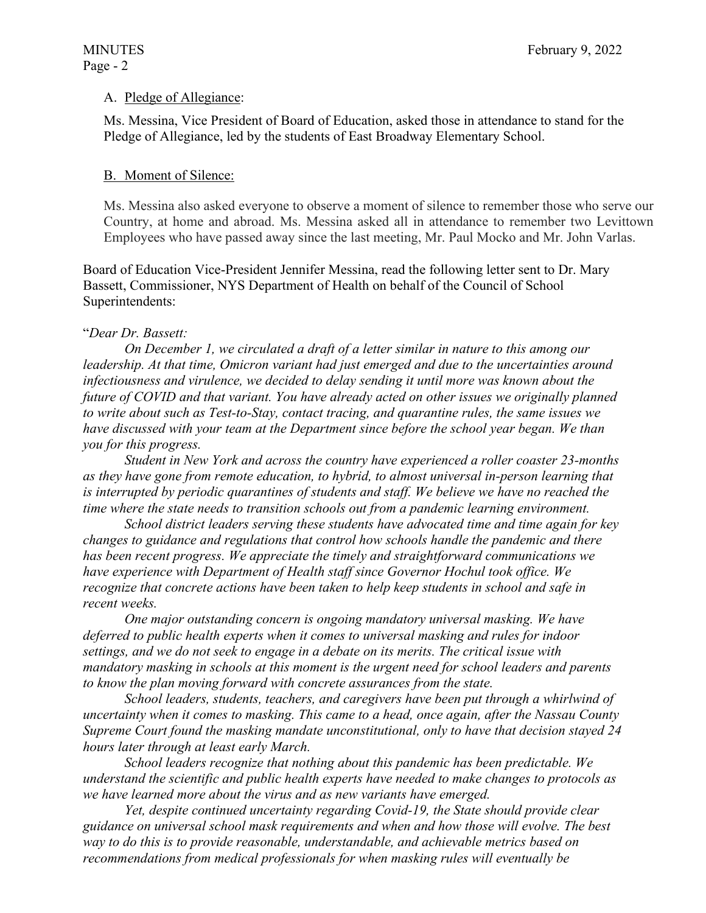A. <u>Pledge of Allegiance</u>:

Ms. Messina, Vice President of Board of Education, asked those in attendance to stand for the Pledge of Allegiance, led by the students of East Broadway Elementary School.

B. <u>Moment of Silence:</u>

Ms. Messina also asked everyone to observe a moment of silence to remember those who serve our Country, at home and abroad. Ms. Messina asked all in attendance to remember two Levittown Employees who have passed away since the last meeting, Mr. Paul Mocko and Mr. John Varlas.

Board of Education Vice-President Jennifer Messina, read the following letter sent to Dr. Mary Bassett, Commissioner, NYS Department of Health on behalf of the Council of School Superintendents:

"*Dear Dr. Bassett:*

*On December 1, we circulated a draft of a letter similar in nature to this among our leadership. At that time, Omicron variant had just emerged and due to the uncertainties around infectiousness and virulence, we decided to delay sending it until more was known about the future of COVID and that variant. You have already acted on other issues we originally planned to write about such as Test-to-Stay, contact tracing, and quarantine rules, the same issues we have discussed with your team at the Department since before the school year began. We than you for this progress.*

*Student in New York and across the country have experienced a roller coaster 23-months as they have gone from remote education, to hybrid, to almost universal in-person learning that is interrupted by periodic quarantines of students and staff. We believe we have no reached the time where the state needs to transition schools out from a pandemic learning environment.*

*School district leaders serving these students have advocated time and time again for key changes to guidance and regulations that control how schools handle the pandemic and there has been recent progress. We appreciate the timely and straightforward communications we have experience with Department of Health staff since Governor Hochul took office. We recognize that concrete actions have been taken to help keep students in school and safe in recent weeks.*

*One major outstanding concern is ongoing mandatory universal masking. We have deferred to public health experts when it comes to universal masking and rules for indoor settings, and we do not seek to engage in a debate on its merits. The critical issue with mandatory masking in schools at this moment is the urgent need for school leaders and parents to know the plan moving forward with concrete assurances from the state.*

*School leaders, students, teachers, and caregivers have been put through a whirlwind of uncertainty when it comes to masking. This came to a head, once again, after the Nassau County Supreme Court found the masking mandate unconstitutional, only to have that decision stayed 24 hours later through at least early March.*

*School leaders recognize that nothing about this pandemic has been predictable. We understand the scientific and public health experts have needed to make changes to protocols as we have learned more about the virus and as new variants have emerged.*

*Yet, despite continued uncertainty regarding Covid-19, the State should provide clear guidance on universal school mask requirements and when and how those will evolve. The best way to do this is to provide reasonable, understandable, and achievable metrics based on recommendations from medical professionals for when masking rules will eventually be*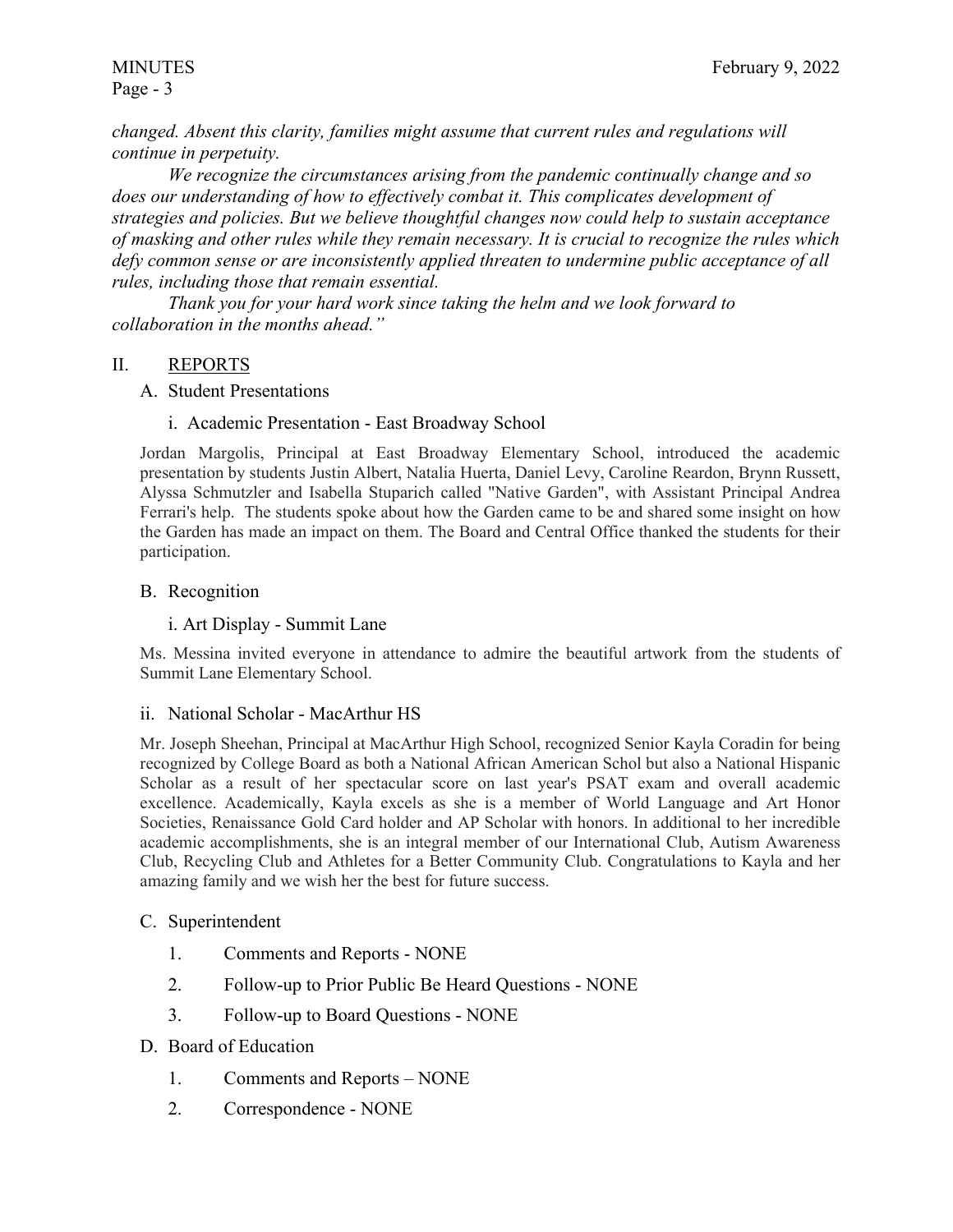*changed. Absent this clarity, families might assume that current rules and regulations will continue in perpetuity.*

*We recognize the circumstances arising from the pandemic continually change and so does our understanding of how to effectively combat it. This complicates development of strategies and policies. But we believe thoughtful changes now could help to sustain acceptance of masking and other rules while they remain necessary. It is crucial to recognize the rules which defy common sense or are inconsistently applied threaten to undermine public acceptance of all rules, including those that remain essential.*

*Thank you for your hard work since taking the helm and we look forward to collaboration in the months ahead."*

## II. REPORTS

### A. Student Presentations

#### i. Academic Presentation - East Broadway School

Jordan Margolis, Principal at East Broadway Elementary School, introduced the academic presentation by students Justin Albert, Natalia Huerta, Daniel Levy, Caroline Reardon, Brynn Russett, Alyssa Schmutzler and Isabella Stuparich called "Native Garden", with Assistant Principal Andrea Ferrari's help. The students spoke about how the Garden came to be and shared some insight on how the Garden has made an impact on them. The Board and Central Office thanked the students for their participation.

### B. Recognition

#### i. Art Display - Summit Lane

Ms. Messina invited everyone in attendance to admire the beautiful artwork from the students of Summit Lane Elementary School.

#### ii. National Scholar - MacArthur HS

Mr. Joseph Sheehan, Principal at MacArthur High School, recognized Senior Kayla Coradin for being recognized by College Board as both a National African American Schol but also a National Hispanic Scholar as a result of her spectacular score on last year's PSAT exam and overall academic excellence. Academically, Kayla excels as she is a member of World Language and Art Honor Societies, Renaissance Gold Card holder and AP Scholar with honors. In additional to her incredible academic accomplishments, she is an integral member of our International Club, Autism Awareness Club, Recycling Club and Athletes for a Better Community Club. Congratulations to Kayla and her amazing family and we wish her the best for future success.

### C. Superintendent

1. Comments and Reports - NONE
2. Follow-up to Prior Public Be Heard Questions - NONE
3. Follow-up to Board Questions - NONE

### D. Board of Education

1. Comments and Reports – NONE
2. Correspondence - NONE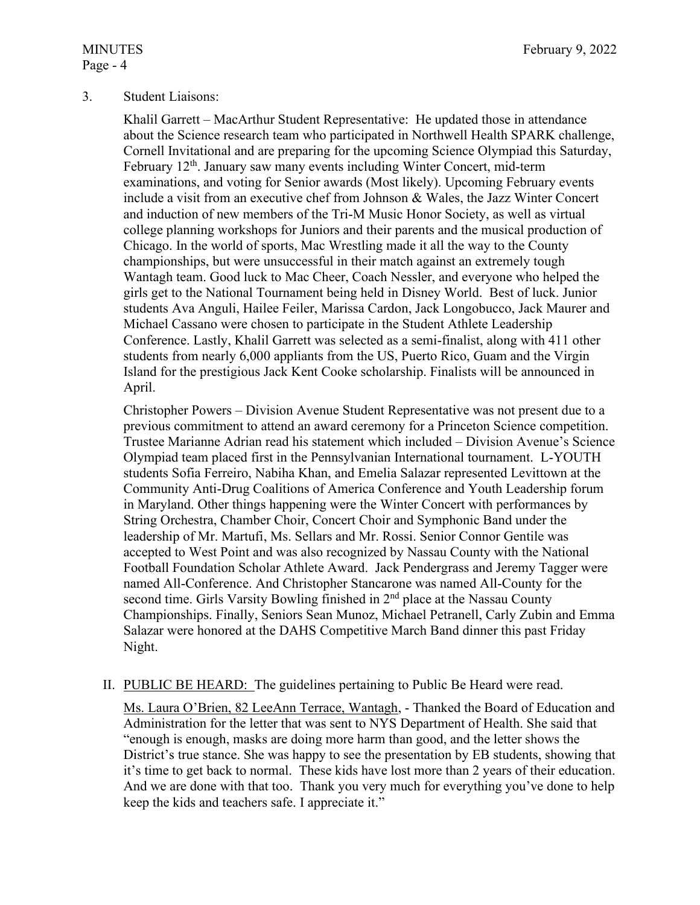3. Student Liaisons:

Khalil Garrett – MacArthur Student Representative: He updated those in attendance about the Science research team who participated in Northwell Health SPARK challenge, Cornell Invitational and are preparing for the upcoming Science Olympiad this Saturday, February 12th. January saw many events including Winter Concert, mid-term examinations, and voting for Senior awards (Most likely). Upcoming February events include a visit from an executive chef from Johnson & Wales, the Jazz Winter Concert and induction of new members of the Tri-M Music Honor Society, as well as virtual college planning workshops for Juniors and their parents and the musical production of Chicago. In the world of sports, Mac Wrestling made it all the way to the County championships, but were unsuccessful in their match against an extremely tough Wantagh team. Good luck to Mac Cheer, Coach Nessler, and everyone who helped the girls get to the National Tournament being held in Disney World. Best of luck. Junior students Ava Anguli, Hailee Feiler, Marissa Cardon, Jack Longobucco, Jack Maurer and Michael Cassano were chosen to participate in the Student Athlete Leadership Conference. Lastly, Khalil Garrett was selected as a semi-finalist, along with 411 other students from nearly 6,000 appliants from the US, Puerto Rico, Guam and the Virgin Island for the prestigious Jack Kent Cooke scholarship. Finalists will be announced in April.

Christopher Powers – Division Avenue Student Representative was not present due to a previous commitment to attend an award ceremony for a Princeton Science competition. Trustee Marianne Adrian read his statement which included – Division Avenue's Science Olympiad team placed first in the Pennsylvanian International tournament. L-YOUTH students Sofia Ferreiro, Nabiha Khan, and Emelia Salazar represented Levittown at the Community Anti-Drug Coalitions of America Conference and Youth Leadership forum in Maryland. Other things happening were the Winter Concert with performances by String Orchestra, Chamber Choir, Concert Choir and Symphonic Band under the leadership of Mr. Martufi, Ms. Sellars and Mr. Rossi. Senior Connor Gentile was accepted to West Point and was also recognized by Nassau County with the National Football Foundation Scholar Athlete Award. Jack Pendergrass and Jeremy Tagger were named All-Conference. And Christopher Stancarone was named All-County for the second time. Girls Varsity Bowling finished in 2nd place at the Nassau County Championships. Finally, Seniors Sean Munoz, Michael Petranell, Carly Zubin and Emma Salazar were honored at the DAHS Competitive March Band dinner this past Friday Night.

II. PUBLIC BE HEARD: The guidelines pertaining to Public Be Heard were read.

Ms. Laura O'Brien, 82 LeeAnn Terrace, Wantagh, - Thanked the Board of Education and Administration for the letter that was sent to NYS Department of Health. She said that "enough is enough, masks are doing more harm than good, and the letter shows the District's true stance. She was happy to see the presentation by EB students, showing that it's time to get back to normal. These kids have lost more than 2 years of their education. And we are done with that too. Thank you very much for everything you've done to help keep the kids and teachers safe. I appreciate it."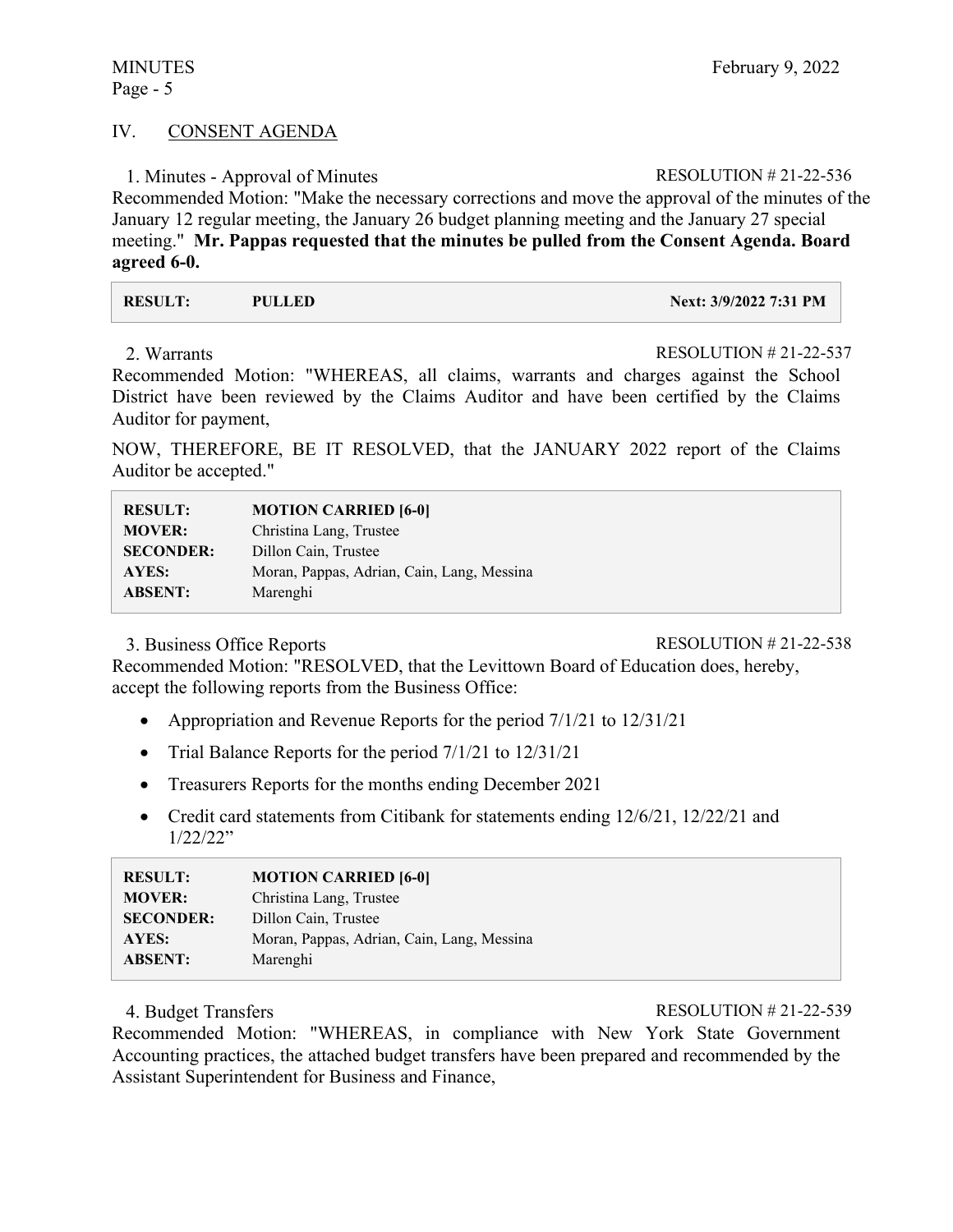## IV. CONSENT AGENDA

1. Minutes - Approval of Minutes — RESOLUTION # 21-22-536

Recommended Motion: "Make the necessary corrections and move the approval of the minutes of the January 12 regular meeting, the January 26 budget planning meeting and the January 27 special meeting." **Mr. Pappas requested that the minutes be pulled from the Consent Agenda. Board agreed 6-0.**

| **RESULT:** | **PULLED** | **Next: 3/9/2022 7:31 PM** |
|---|---|---|

2. Warrants — RESOLUTION # 21-22-537

Recommended Motion: "WHEREAS, all claims, warrants and charges against the School District have been reviewed by the Claims Auditor and have been certified by the Claims Auditor for payment,

NOW, THEREFORE, BE IT RESOLVED, that the JANUARY 2022 report of the Claims Auditor be accepted."

| | |
|---|---|
| **RESULT:** | **MOTION CARRIED [6-0]** |
| **MOVER:** | Christina Lang, Trustee |
| **SECONDER:** | Dillon Cain, Trustee |
| **AYES:** | Moran, Pappas, Adrian, Cain, Lang, Messina |
| **ABSENT:** | Marenghi |

3. Business Office Reports — RESOLUTION # 21-22-538

Recommended Motion: "RESOLVED, that the Levittown Board of Education does, hereby, accept the following reports from the Business Office:

- Appropriation and Revenue Reports for the period 7/1/21 to 12/31/21
- Trial Balance Reports for the period 7/1/21 to 12/31/21
- Treasurers Reports for the months ending December 2021
- Credit card statements from Citibank for statements ending 12/6/21, 12/22/21 and 1/22/22"

| | |
|---|---|
| **RESULT:** | **MOTION CARRIED [6-0]** |
| **MOVER:** | Christina Lang, Trustee |
| **SECONDER:** | Dillon Cain, Trustee |
| **AYES:** | Moran, Pappas, Adrian, Cain, Lang, Messina |
| **ABSENT:** | Marenghi |

4. Budget Transfers — RESOLUTION # 21-22-539

Recommended Motion: "WHEREAS, in compliance with New York State Government Accounting practices, the attached budget transfers have been prepared and recommended by the Assistant Superintendent for Business and Finance,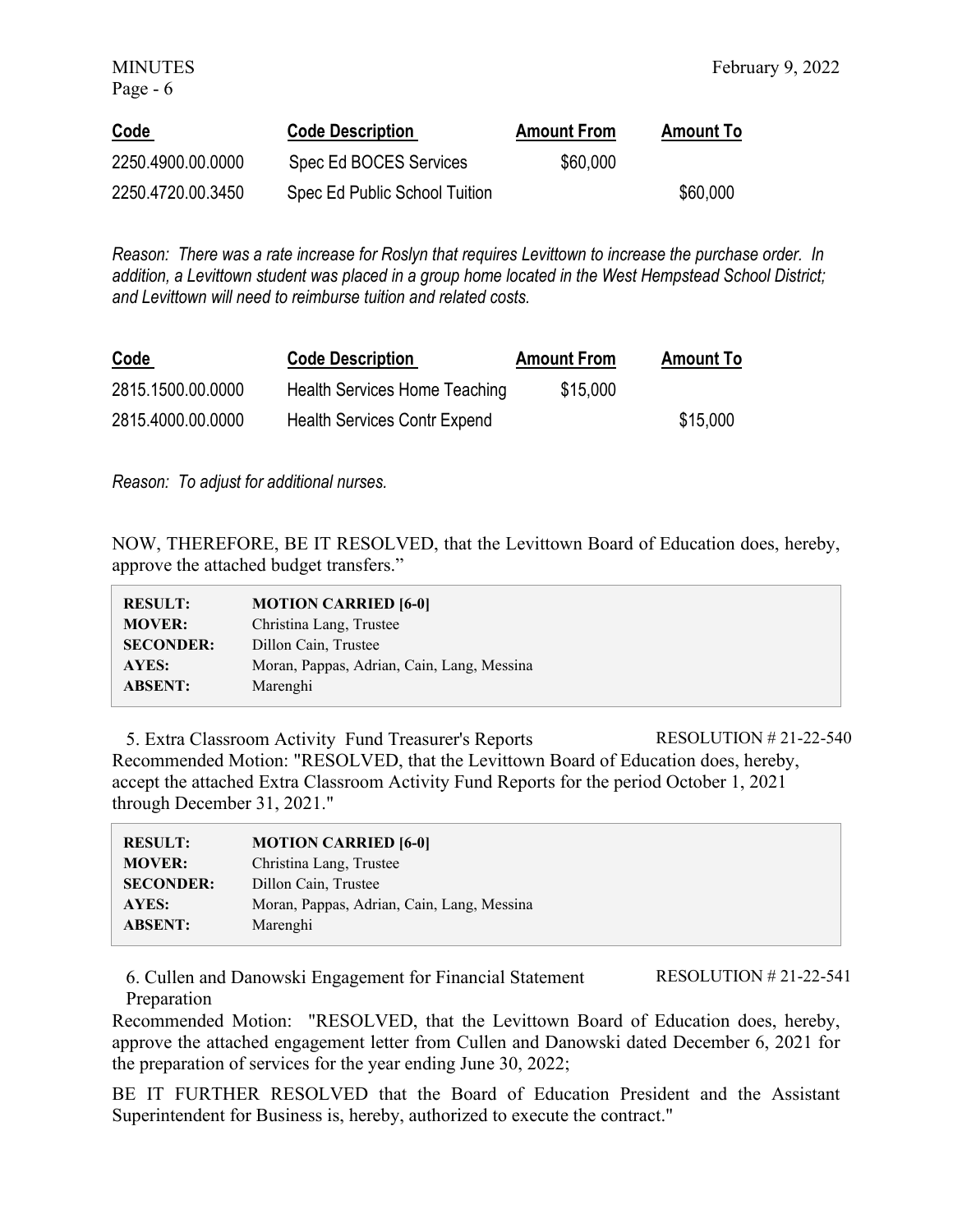| Code | Code Description | Amount From | Amount To |
|---|---|---|---|
| 2250.4900.00.0000 | Spec Ed BOCES Services | $60,000 | |
| 2250.4720.00.3450 | Spec Ed Public School Tuition | | $60,000 |

*Reason: There was a rate increase for Roslyn that requires Levittown to increase the purchase order. In addition, a Levittown student was placed in a group home located in the West Hempstead School District; and Levittown will need to reimburse tuition and related costs.*

| Code | Code Description | Amount From | Amount To |
|---|---|---|---|
| 2815.1500.00.0000 | Health Services Home Teaching | $15,000 | |
| 2815.4000.00.0000 | Health Services Contr Expend | | $15,000 |

*Reason: To adjust for additional nurses.*

NOW, THEREFORE, BE IT RESOLVED, that the Levittown Board of Education does, hereby, approve the attached budget transfers."

| | |
|---|---|
| **RESULT:** | **MOTION CARRIED [6-0]** |
| **MOVER:** | Christina Lang, Trustee |
| **SECONDER:** | Dillon Cain, Trustee |
| **AYES:** | Moran, Pappas, Adrian, Cain, Lang, Messina |
| **ABSENT:** | Marenghi |

5. Extra Classroom Activity Fund Treasurer's Reports — RESOLUTION # 21-22-540

Recommended Motion: "RESOLVED, that the Levittown Board of Education does, hereby, accept the attached Extra Classroom Activity Fund Reports for the period October 1, 2021 through December 31, 2021."

| | |
|---|---|
| **RESULT:** | **MOTION CARRIED [6-0]** |
| **MOVER:** | Christina Lang, Trustee |
| **SECONDER:** | Dillon Cain, Trustee |
| **AYES:** | Moran, Pappas, Adrian, Cain, Lang, Messina |
| **ABSENT:** | Marenghi |

6. Cullen and Danowski Engagement for Financial Statement Preparation — RESOLUTION # 21-22-541

Recommended Motion: "RESOLVED, that the Levittown Board of Education does, hereby, approve the attached engagement letter from Cullen and Danowski dated December 6, 2021 for the preparation of services for the year ending June 30, 2022;

BE IT FURTHER RESOLVED that the Board of Education President and the Assistant Superintendent for Business is, hereby, authorized to execute the contract."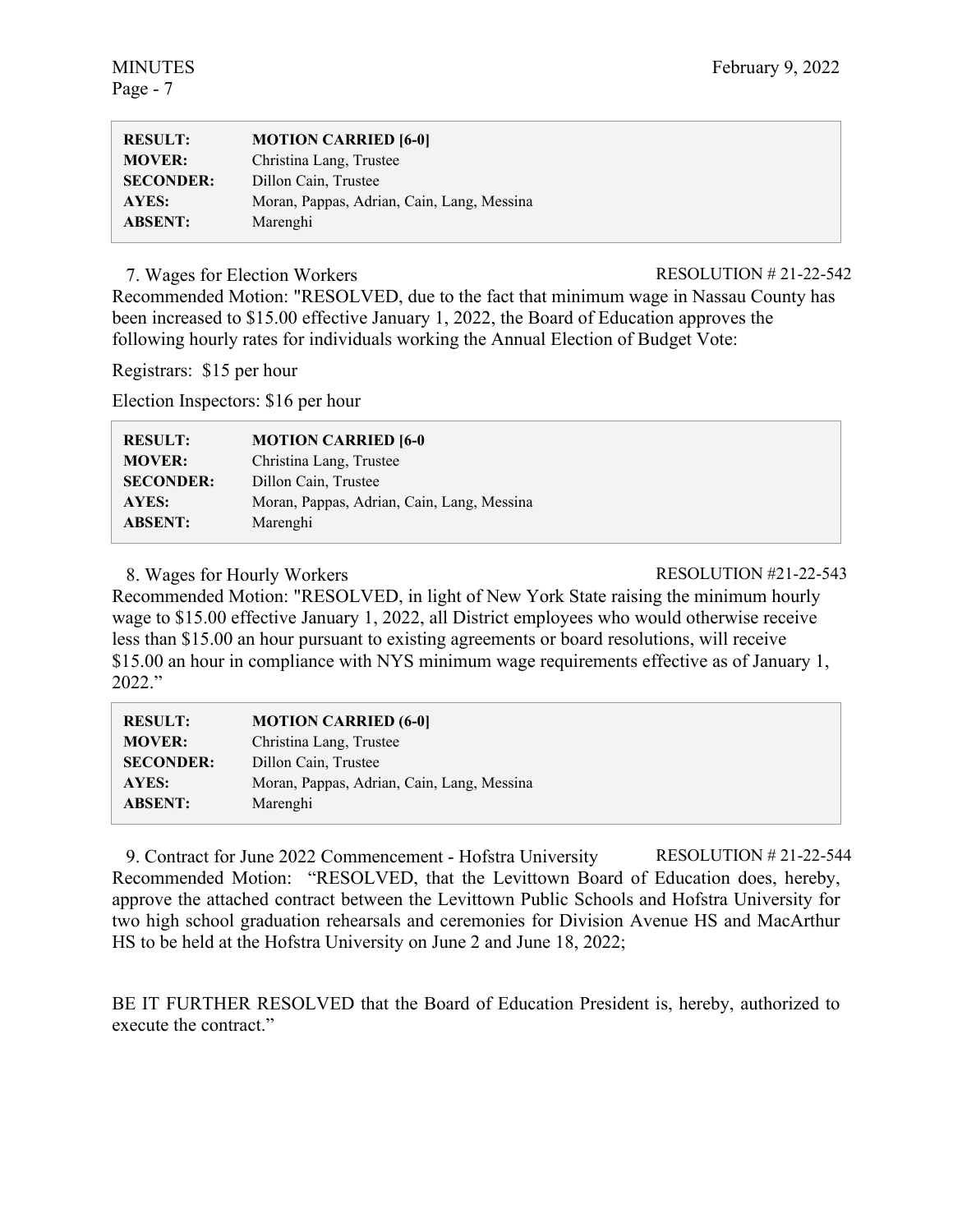| RESULT: | MOTION CARRIED [6-0] |
|---|---|
| MOVER: | Christina Lang, Trustee |
| SECONDER: | Dillon Cain, Trustee |
| AYES: | Moran, Pappas, Adrian, Cain, Lang, Messina |
| ABSENT: | Marenghi |

7. Wages for Election Workers RESOLUTION # 21-22-542

Recommended Motion: "RESOLVED, due to the fact that minimum wage in Nassau County has been increased to $15.00 effective January 1, 2022, the Board of Education approves the following hourly rates for individuals working the Annual Election of Budget Vote:

Registrars: $15 per hour

Election Inspectors: $16 per hour

| RESULT: | MOTION CARRIED [6-0 |
|---|---|
| MOVER: | Christina Lang, Trustee |
| SECONDER: | Dillon Cain, Trustee |
| AYES: | Moran, Pappas, Adrian, Cain, Lang, Messina |
| ABSENT: | Marenghi |

8. Wages for Hourly Workers RESOLUTION #21-22-543

Recommended Motion: "RESOLVED, in light of New York State raising the minimum hourly wage to $15.00 effective January 1, 2022, all District employees who would otherwise receive less than $15.00 an hour pursuant to existing agreements or board resolutions, will receive $15.00 an hour in compliance with NYS minimum wage requirements effective as of January 1, 2022."

| RESULT: | MOTION CARRIED (6-0] |
|---|---|
| MOVER: | Christina Lang, Trustee |
| SECONDER: | Dillon Cain, Trustee |
| AYES: | Moran, Pappas, Adrian, Cain, Lang, Messina |
| ABSENT: | Marenghi |

9. Contract for June 2022 Commencement - Hofstra University RESOLUTION # 21-22-544

Recommended Motion: "RESOLVED, that the Levittown Board of Education does, hereby, approve the attached contract between the Levittown Public Schools and Hofstra University for two high school graduation rehearsals and ceremonies for Division Avenue HS and MacArthur HS to be held at the Hofstra University on June 2 and June 18, 2022;

BE IT FURTHER RESOLVED that the Board of Education President is, hereby, authorized to execute the contract."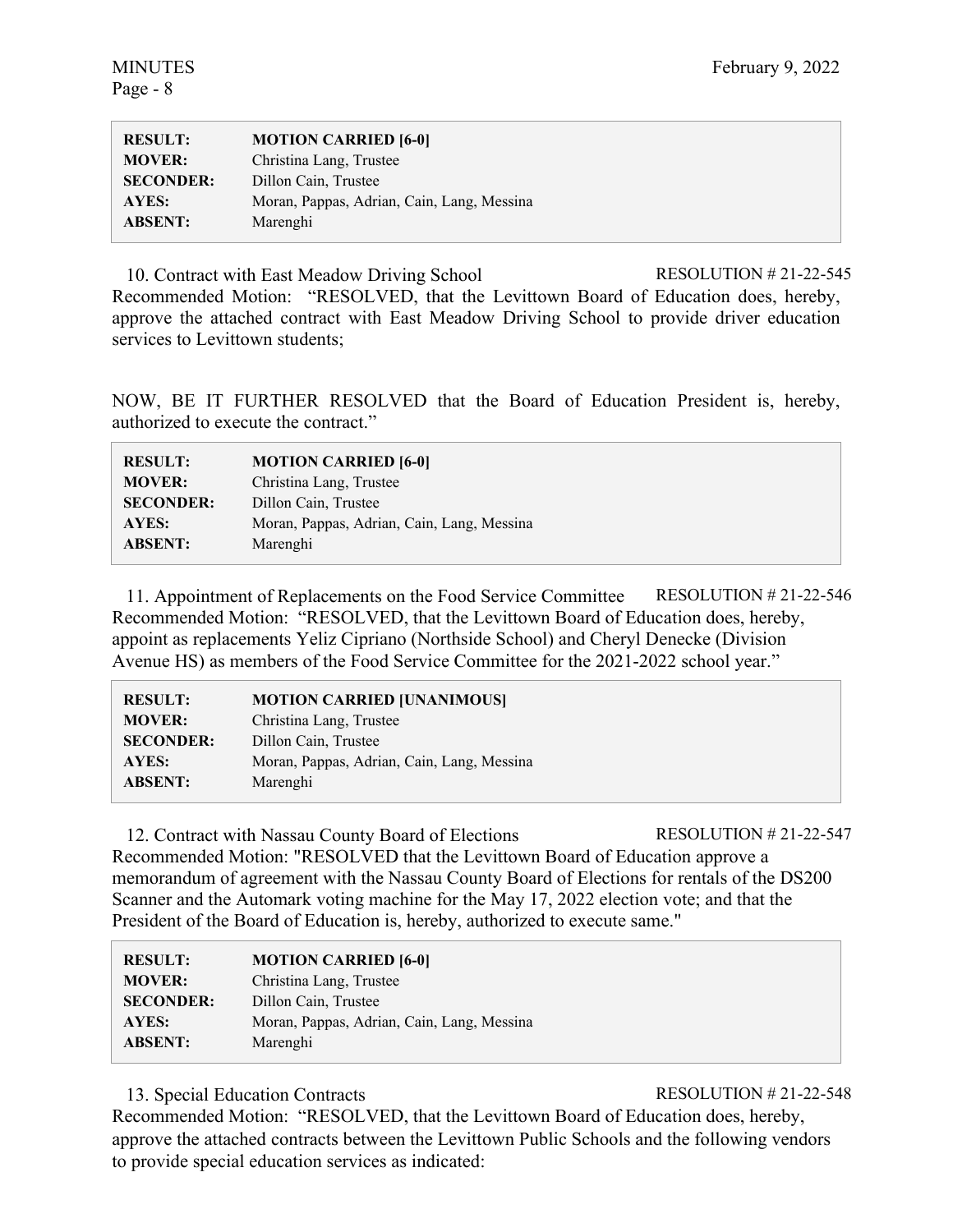| **RESULT:** | **MOTION CARRIED [6-0]** |
|---|---|
| **MOVER:** | Christina Lang, Trustee |
| **SECONDER:** | Dillon Cain, Trustee |
| **AYES:** | Moran, Pappas, Adrian, Cain, Lang, Messina |
| **ABSENT:** | Marenghi |

10. Contract with East Meadow Driving School RESOLUTION # 21-22-545

Recommended Motion: "RESOLVED, that the Levittown Board of Education does, hereby, approve the attached contract with East Meadow Driving School to provide driver education services to Levittown students;

NOW, BE IT FURTHER RESOLVED that the Board of Education President is, hereby, authorized to execute the contract."

| **RESULT:** | **MOTION CARRIED [6-0]** |
|---|---|
| **MOVER:** | Christina Lang, Trustee |
| **SECONDER:** | Dillon Cain, Trustee |
| **AYES:** | Moran, Pappas, Adrian, Cain, Lang, Messina |
| **ABSENT:** | Marenghi |

11. Appointment of Replacements on the Food Service Committee RESOLUTION # 21-22-546

Recommended Motion: "RESOLVED, that the Levittown Board of Education does, hereby, appoint as replacements Yeliz Cipriano (Northside School) and Cheryl Denecke (Division Avenue HS) as members of the Food Service Committee for the 2021-2022 school year."

| **RESULT:** | **MOTION CARRIED [UNANIMOUS]** |
|---|---|
| **MOVER:** | Christina Lang, Trustee |
| **SECONDER:** | Dillon Cain, Trustee |
| **AYES:** | Moran, Pappas, Adrian, Cain, Lang, Messina |
| **ABSENT:** | Marenghi |

12. Contract with Nassau County Board of Elections RESOLUTION # 21-22-547

Recommended Motion: "RESOLVED that the Levittown Board of Education approve a memorandum of agreement with the Nassau County Board of Elections for rentals of the DS200 Scanner and the Automark voting machine for the May 17, 2022 election vote; and that the President of the Board of Education is, hereby, authorized to execute same."

| **RESULT:** | **MOTION CARRIED [6-0]** |
|---|---|
| **MOVER:** | Christina Lang, Trustee |
| **SECONDER:** | Dillon Cain, Trustee |
| **AYES:** | Moran, Pappas, Adrian, Cain, Lang, Messina |
| **ABSENT:** | Marenghi |

13. Special Education Contracts RESOLUTION # 21-22-548

Recommended Motion: "RESOLVED, that the Levittown Board of Education does, hereby, approve the attached contracts between the Levittown Public Schools and the following vendors to provide special education services as indicated: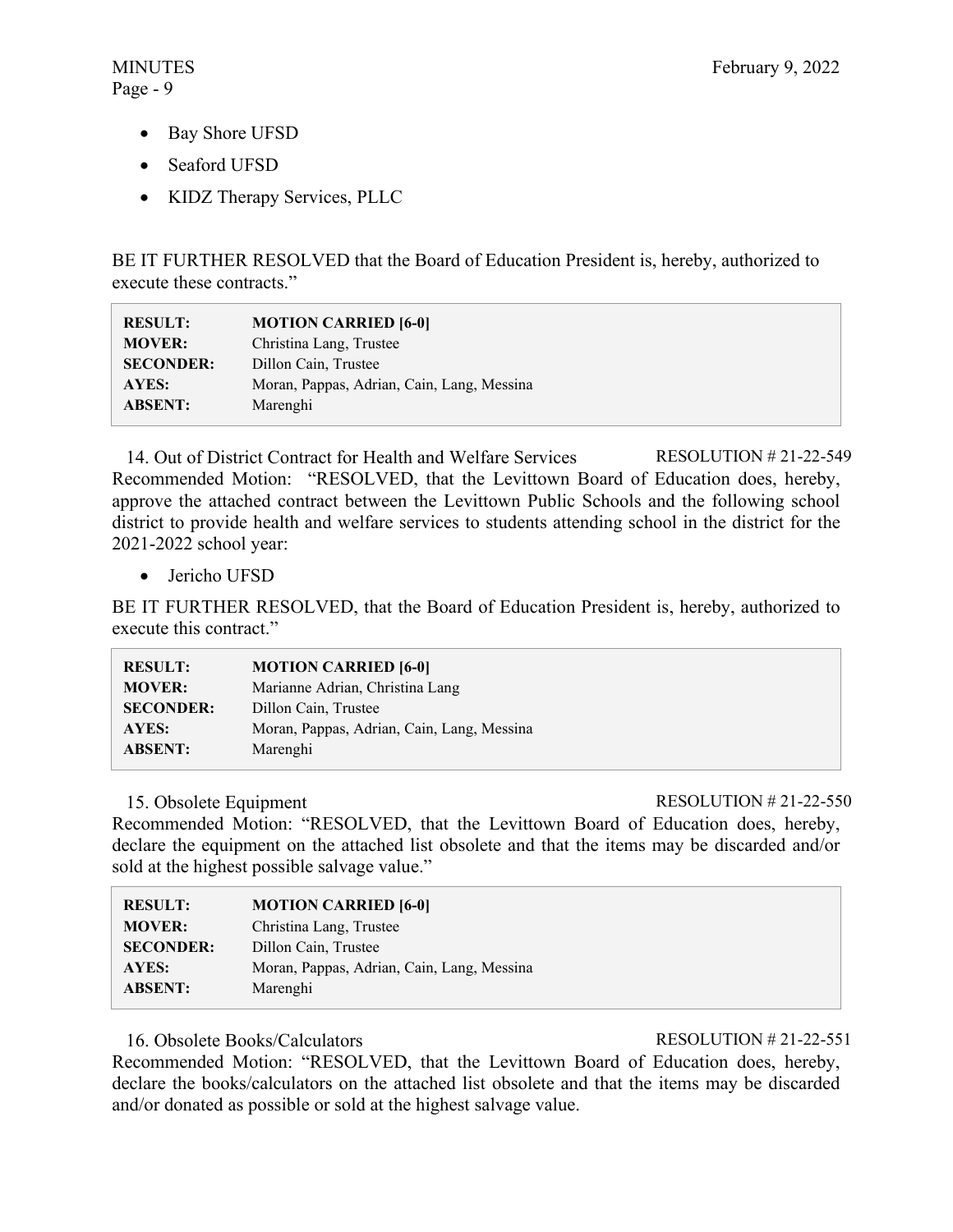- Bay Shore UFSD
- Seaford UFSD
- KIDZ Therapy Services, PLLC

BE IT FURTHER RESOLVED that the Board of Education President is, hereby, authorized to execute these contracts."

| | |
|---|---|
| **RESULT:** | **MOTION CARRIED [6-0]** |
| **MOVER:** | Christina Lang, Trustee |
| **SECONDER:** | Dillon Cain, Trustee |
| **AYES:** | Moran, Pappas, Adrian, Cain, Lang, Messina |
| **ABSENT:** | Marenghi |

14. Out of District Contract for Health and Welfare Services RESOLUTION # 21-22-549

Recommended Motion: "RESOLVED, that the Levittown Board of Education does, hereby, approve the attached contract between the Levittown Public Schools and the following school district to provide health and welfare services to students attending school in the district for the 2021-2022 school year:

- Jericho UFSD

BE IT FURTHER RESOLVED, that the Board of Education President is, hereby, authorized to execute this contract."

| | |
|---|---|
| **RESULT:** | **MOTION CARRIED [6-0]** |
| **MOVER:** | Marianne Adrian, Christina Lang |
| **SECONDER:** | Dillon Cain, Trustee |
| **AYES:** | Moran, Pappas, Adrian, Cain, Lang, Messina |
| **ABSENT:** | Marenghi |

15. Obsolete Equipment RESOLUTION # 21-22-550

Recommended Motion: "RESOLVED, that the Levittown Board of Education does, hereby, declare the equipment on the attached list obsolete and that the items may be discarded and/or sold at the highest possible salvage value."

| | |
|---|---|
| **RESULT:** | **MOTION CARRIED [6-0]** |
| **MOVER:** | Christina Lang, Trustee |
| **SECONDER:** | Dillon Cain, Trustee |
| **AYES:** | Moran, Pappas, Adrian, Cain, Lang, Messina |
| **ABSENT:** | Marenghi |

16. Obsolete Books/Calculators RESOLUTION # 21-22-551

Recommended Motion: "RESOLVED, that the Levittown Board of Education does, hereby, declare the books/calculators on the attached list obsolete and that the items may be discarded and/or donated as possible or sold at the highest salvage value.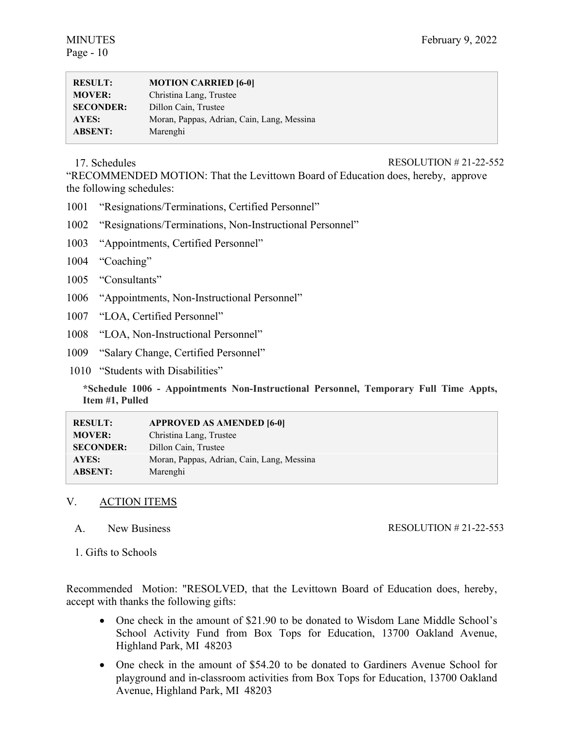| RESULT: | MOTION CARRIED [6-0] |
|---|---|
| MOVER: | Christina Lang, Trustee |
| SECONDER: | Dillon Cain, Trustee |
| AYES: | Moran, Pappas, Adrian, Cain, Lang, Messina |
| ABSENT: | Marenghi |

17. Schedules RESOLUTION # 21-22-552

"RECOMMENDED MOTION: That the Levittown Board of Education does, hereby, approve the following schedules:

1001 "Resignations/Terminations, Certified Personnel"

1002 "Resignations/Terminations, Non-Instructional Personnel"

1003 "Appointments, Certified Personnel"

1004 "Coaching"

1005 "Consultants"

1006 "Appointments, Non-Instructional Personnel"

1007 "LOA, Certified Personnel"

1008 "LOA, Non-Instructional Personnel"

1009 "Salary Change, Certified Personnel"

1010 "Students with Disabilities"

**\*Schedule 1006 - Appointments Non-Instructional Personnel, Temporary Full Time Appts, Item #1, Pulled**

| RESULT: | APPROVED AS AMENDED [6-0] |
|---|---|
| MOVER: | Christina Lang, Trustee |
| SECONDER: | Dillon Cain, Trustee |
| AYES: | Moran, Pappas, Adrian, Cain, Lang, Messina |
| ABSENT: | Marenghi |

## V. ACTION ITEMS

A. New Business RESOLUTION # 21-22-553

1. Gifts to Schools

Recommended Motion: "RESOLVED, that the Levittown Board of Education does, hereby, accept with thanks the following gifts:

- One check in the amount of $21.90 to be donated to Wisdom Lane Middle School's School Activity Fund from Box Tops for Education, 13700 Oakland Avenue, Highland Park, MI 48203
- One check in the amount of $54.20 to be donated to Gardiners Avenue School for playground and in-classroom activities from Box Tops for Education, 13700 Oakland Avenue, Highland Park, MI 48203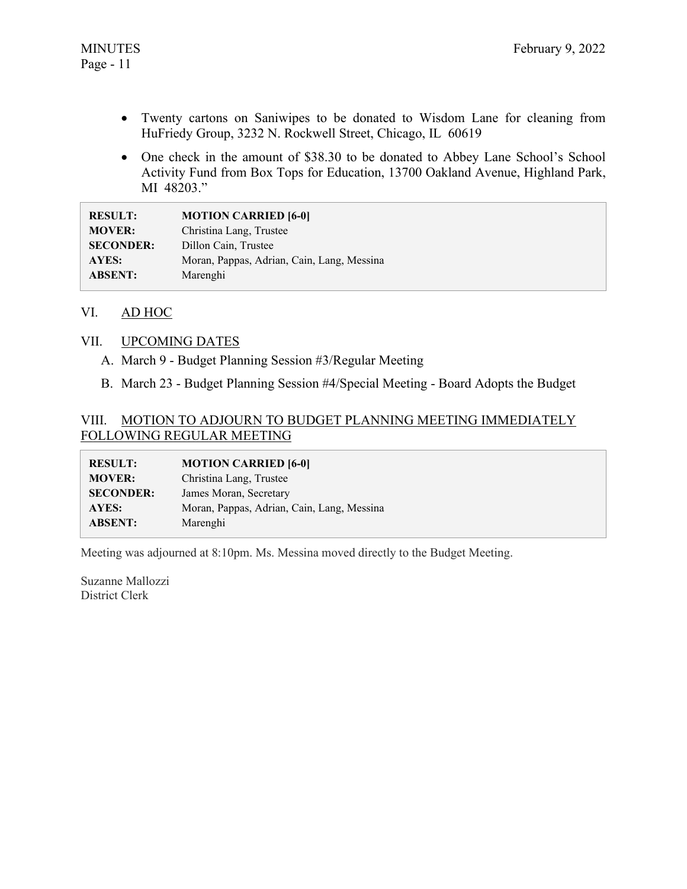- Twenty cartons on Saniwipes to be donated to Wisdom Lane for cleaning from HuFriedy Group, 3232 N. Rockwell Street, Chicago, IL 60619
- One check in the amount of $38.30 to be donated to Abbey Lane School's School Activity Fund from Box Tops for Education, 13700 Oakland Avenue, Highland Park, MI 48203."

| | |
|---|---|
| **RESULT:** | **MOTION CARRIED [6-0]** |
| **MOVER:** | Christina Lang, Trustee |
| **SECONDER:** | Dillon Cain, Trustee |
| **AYES:** | Moran, Pappas, Adrian, Cain, Lang, Messina |
| **ABSENT:** | Marenghi |

## VI. AD HOC

## VII. UPCOMING DATES

A. March 9 - Budget Planning Session #3/Regular Meeting

B. March 23 - Budget Planning Session #4/Special Meeting - Board Adopts the Budget

## VIII. MOTION TO ADJOURN TO BUDGET PLANNING MEETING IMMEDIATELY FOLLOWING REGULAR MEETING

| | |
|---|---|
| **RESULT:** | **MOTION CARRIED [6-0]** |
| **MOVER:** | Christina Lang, Trustee |
| **SECONDER:** | James Moran, Secretary |
| **AYES:** | Moran, Pappas, Adrian, Cain, Lang, Messina |
| **ABSENT:** | Marenghi |

Meeting was adjourned at 8:10pm. Ms. Messina moved directly to the Budget Meeting.

Suzanne Mallozzi
District Clerk